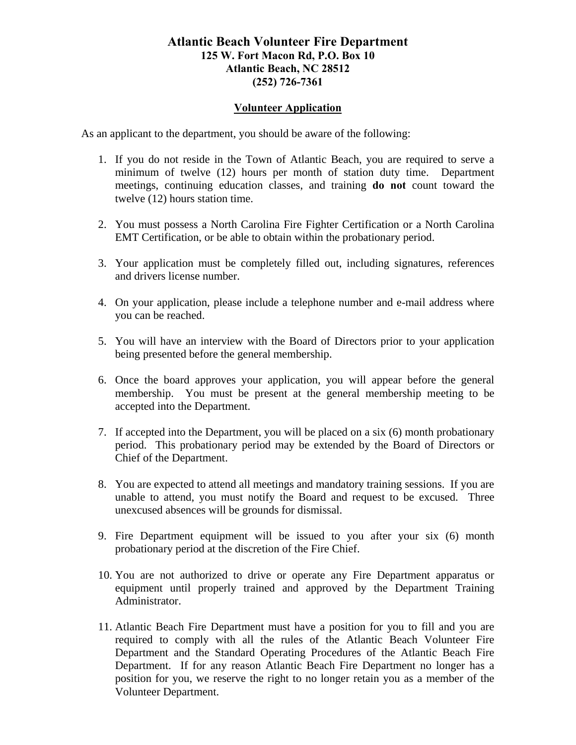# Atlantic Beach Volunteer Fire Department

**125 W. Fort Macon Rd, P.O. Box 10**
**Atlantic Beach, NC 28512**
**(252) 726-7361**

## Volunteer Application

As an applicant to the department, you should be aware of the following:

1. If you do not reside in the Town of Atlantic Beach, you are required to serve a minimum of twelve (12) hours per month of station duty time. Department meetings, continuing education classes, and training **do not** count toward the twelve (12) hours station time.

2. You must possess a North Carolina Fire Fighter Certification or a North Carolina EMT Certification, or be able to obtain within the probationary period.

3. Your application must be completely filled out, including signatures, references and drivers license number.

4. On your application, please include a telephone number and e-mail address where you can be reached.

5. You will have an interview with the Board of Directors prior to your application being presented before the general membership.

6. Once the board approves your application, you will appear before the general membership. You must be present at the general membership meeting to be accepted into the Department.

7. If accepted into the Department, you will be placed on a six (6) month probationary period. This probationary period may be extended by the Board of Directors or Chief of the Department.

8. You are expected to attend all meetings and mandatory training sessions. If you are unable to attend, you must notify the Board and request to be excused. Three unexcused absences will be grounds for dismissal.

9. Fire Department equipment will be issued to you after your six (6) month probationary period at the discretion of the Fire Chief.

10. You are not authorized to drive or operate any Fire Department apparatus or equipment until properly trained and approved by the Department Training Administrator.

11. Atlantic Beach Fire Department must have a position for you to fill and you are required to comply with all the rules of the Atlantic Beach Volunteer Fire Department and the Standard Operating Procedures of the Atlantic Beach Fire Department. If for any reason Atlantic Beach Fire Department no longer has a position for you, we reserve the right to no longer retain you as a member of the Volunteer Department.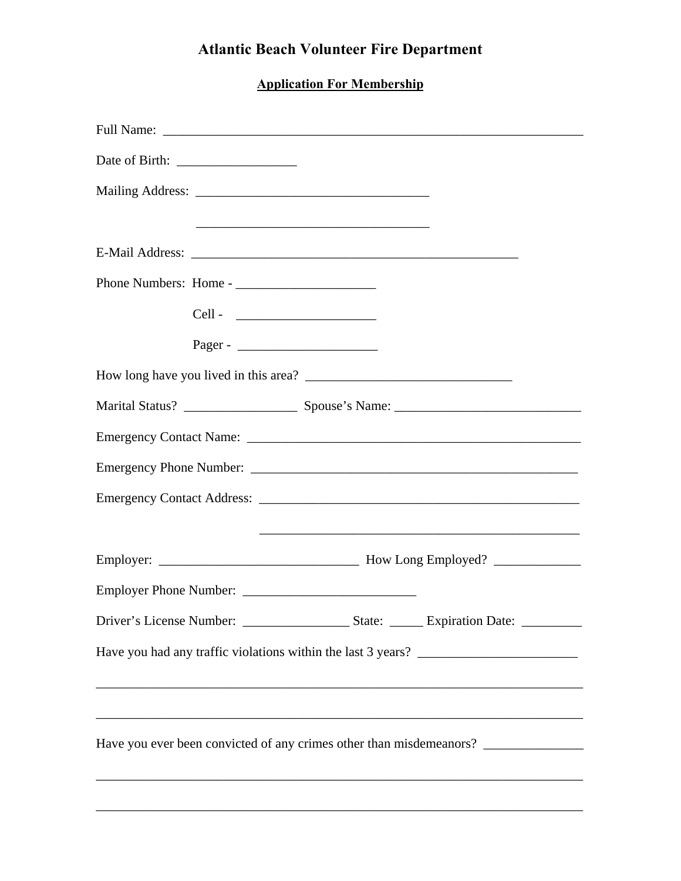# Atlantic Beach Volunteer Fire Department

## Application For Membership

Full Name: ____________________________________________________________________

Date of Birth: _________________

Mailing Address: __________________________________

__________________________________

E-Mail Address: ______________________________________________

Phone Numbers: Home - ____________________

Cell - ____________________

Pager - ____________________

How long have you lived in this area? ______________________________

Marital Status? ________________ Spouse's Name: ___________________________

Emergency Contact Name: _____________________________________________

Emergency Phone Number: ____________________________________________

Emergency Contact Address: ___________________________________________

_______________________________________________

Employer: ____________________________ How Long Employed? ____________

Employer Phone Number: _________________________

Driver's License Number: _______________ State: _____ Expiration Date: _________

Have you had any traffic violations within the last 3 years? ______________________

_________________________________________________________________________

_________________________________________________________________________

Have you ever been convicted of any crimes other than misdemeanors? ______________

_________________________________________________________________________

_________________________________________________________________________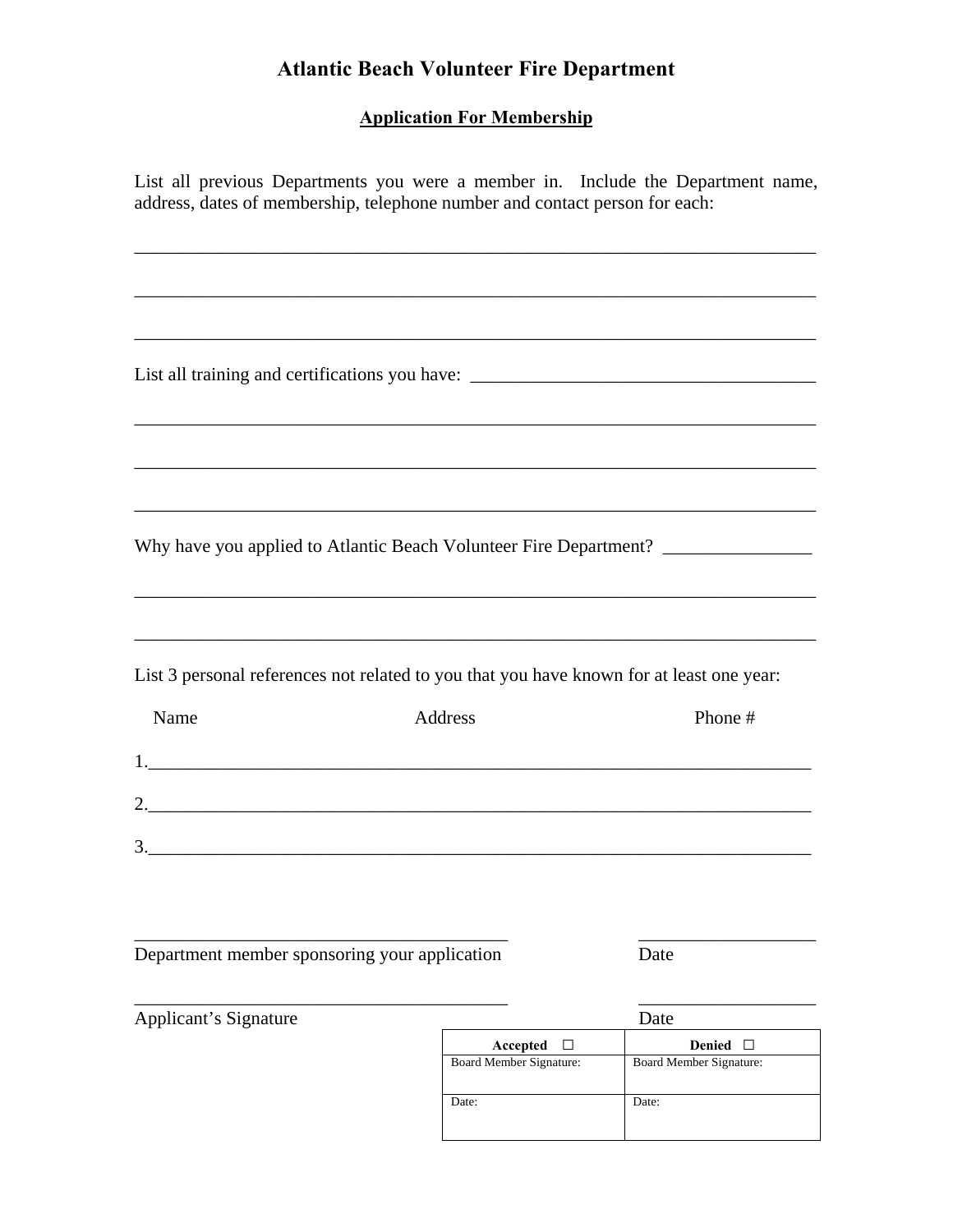# Atlantic Beach Volunteer Fire Department

## Application For Membership

List all previous Departments you were a member in. Include the Department name, address, dates of membership, telephone number and contact person for each:

_______________________________________________________________________________

_______________________________________________________________________________

_______________________________________________________________________________

List all training and certifications you have: ____________________________________

_______________________________________________________________________________

_______________________________________________________________________________

_______________________________________________________________________________

Why have you applied to Atlantic Beach Volunteer Fire Department? ________________

_______________________________________________________________________________

_______________________________________________________________________________

List 3 personal references not related to you that you have known for at least one year:

Name Address Phone #

1.______________________________________________________________________________

2.______________________________________________________________________________

3.______________________________________________________________________________

________________________________________ ___________________

Department member sponsoring your application Date

________________________________________ ___________________

Applicant's Signature Date

| Accepted ☐ | Denied ☐ |
|---|---|
| Board Member Signature: | Board Member Signature: |
| Date: | Date: |